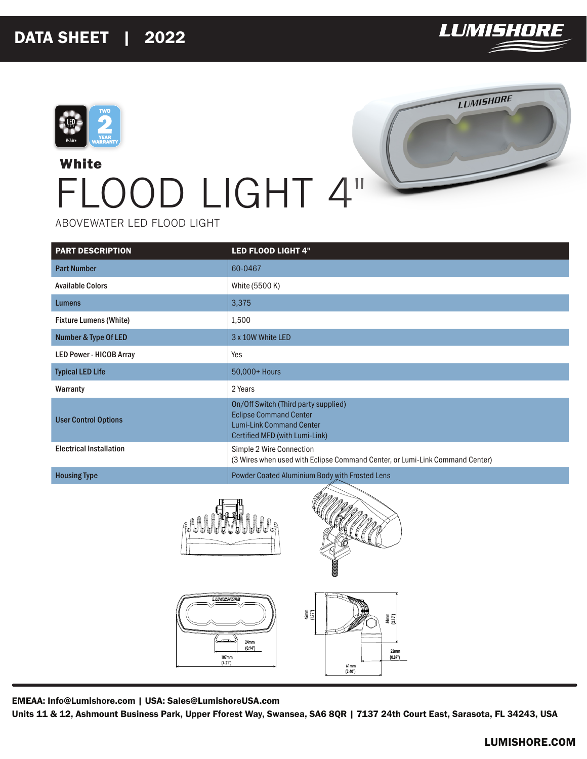# DATA SHEET | 2022

**LUMISHORE**

**White**

# FLOOD LIGHT 4"

ABOVEWATER LED FLOOD LIGHT

| PART DESCRIPTION | LED FLOOD LIGHT 4" |
|---|---|
| Part Number | 60-0467 |
| Available Colors | White (5500 K) |
| Lumens | 3,375 |
| Fixture Lumens (White) | 1,500 |
| Number & Type Of LED | 3 x 10W White LED |
| LED Power - HICOB Array | Yes |
| Typical LED Life | 50,000+ Hours |
| Warranty | 2 Years |
| User Control Options | On/Off Switch (Third party supplied)<br>Eclipse Command Center<br>Lumi-Link Command Center<br>Certified MFD (with Lumi-Link) |
| Electrical Installation | Simple 2 Wire Connection<br>(3 Wires when used with Eclipse Command Center, or Lumi-Link Command Center) |
| Housing Type | Powder Coated Aluminium Body with Frosted Lens |

24mm (0.94")
107mm (4.21")
45mm (1.77")
54mm (2.13")
22mm (0.87")
61mm (2.40")

**EMEAA: Info@Lumishore.com | USA: Sales@LumishoreUSA.com**
**Units 11 & 12, Ashmount Business Park, Upper Fforest Way, Swansea, SA6 8QR | 7137 24th Court East, Sarasota, FL 34243, USA**

**LUMISHORE.COM**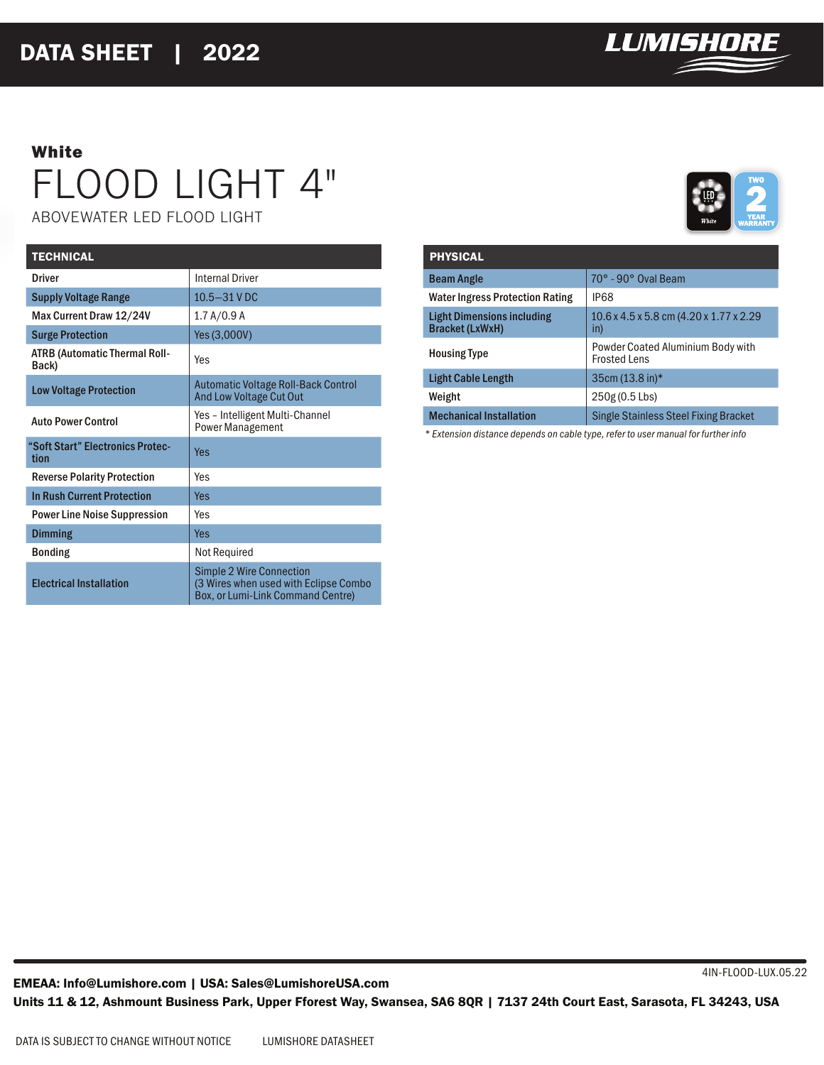# White

# FLOOD LIGHT 4"

ABOVEWATER LED FLOOD LIGHT

| TECHNICAL | |
|---|---|
| Driver | Internal Driver |
| Supply Voltage Range | 10.5–31 V DC |
| Max Current Draw 12/24V | 1.7 A/0.9 A |
| Surge Protection | Yes (3,000V) |
| ATRB (Automatic Thermal Roll-Back) | Yes |
| Low Voltage Protection | Automatic Voltage Roll-Back Control And Low Voltage Cut Out |
| Auto Power Control | Yes – Intelligent Multi-Channel Power Management |
| "Soft Start" Electronics Protection | Yes |
| Reverse Polarity Protection | Yes |
| In Rush Current Protection | Yes |
| Power Line Noise Suppression | Yes |
| Dimming | Yes |
| Bonding | Not Required |
| Electrical Installation | Simple 2 Wire Connection (3 Wires when used with Eclipse Combo Box, or Lumi-Link Command Centre) |

| PHYSICAL | |
|---|---|
| Beam Angle | 70° - 90° Oval Beam |
| Water Ingress Protection Rating | IP68 |
| Light Dimensions including Bracket (LxWxH) | 10.6 x 4.5 x 5.8 cm (4.20 x 1.77 x 2.29 in) |
| Housing Type | Powder Coated Aluminium Body with Frosted Lens |
| Light Cable Length | 35cm (13.8 in)* |
| Weight | 250g (0.5 Lbs) |
| Mechanical Installation | Single Stainless Steel Fixing Bracket |

*\* Extension distance depends on cable type, refer to user manual for further info*

4IN-FLOOD-LUX.05.22

**EMEAA: Info@Lumishore.com | USA: Sales@LumishoreUSA.com**
**Units 11 & 12, Ashmount Business Park, Upper Fforest Way, Swansea, SA6 8QR | 7137 24th Court East, Sarasota, FL 34243, USA**

DATA IS SUBJECT TO CHANGE WITHOUT NOTICE LUMISHORE DATASHEET